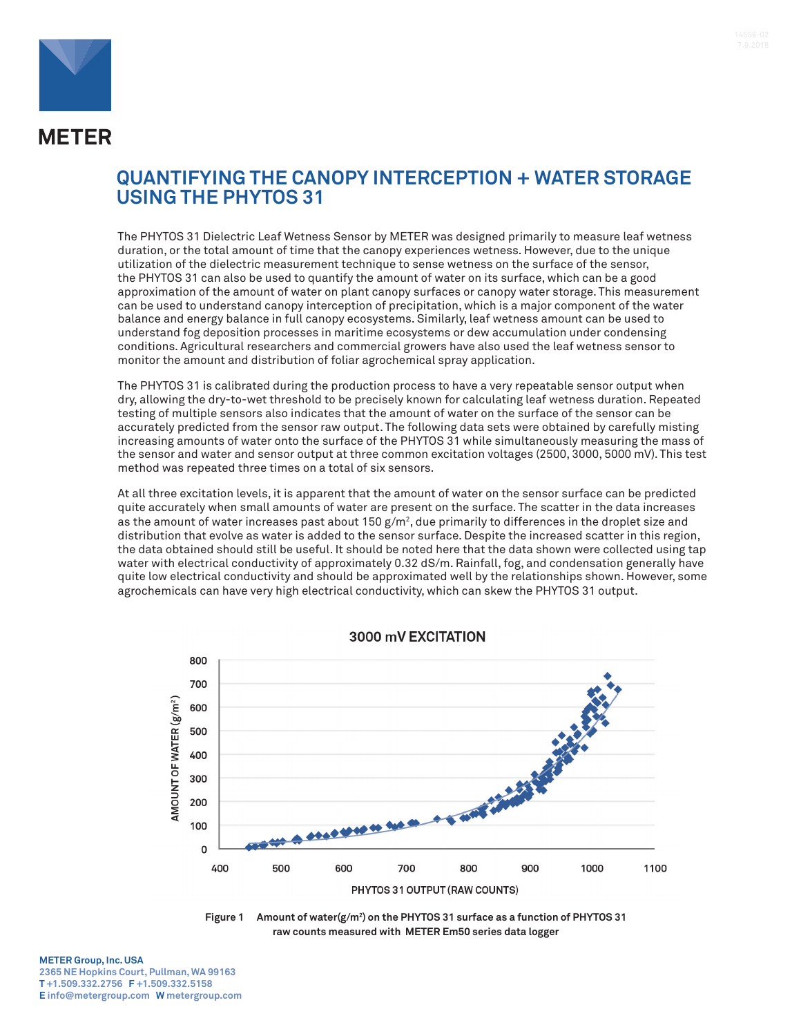# QUANTIFYING THE CANOPY INTERCEPTION + WATER STORAGE USING THE PHYTOS 31

The PHYTOS 31 Dielectric Leaf Wetness Sensor by METER was designed primarily to measure leaf wetness duration, or the total amount of time that the canopy experiences wetness. However, due to the unique utilization of the dielectric measurement technique to sense wetness on the surface of the sensor, the PHYTOS 31 can also be used to quantify the amount of water on its surface, which can be a good approximation of the amount of water on plant canopy surfaces or canopy water storage. This measurement can be used to understand canopy interception of precipitation, which is a major component of the water balance and energy balance in full canopy ecosystems. Similarly, leaf wetness amount can be used to understand fog deposition processes in maritime ecosystems or dew accumulation under condensing conditions. Agricultural researchers and commercial growers have also used the leaf wetness sensor to monitor the amount and distribution of foliar agrochemical spray application.

The PHYTOS 31 is calibrated during the production process to have a very repeatable sensor output when dry, allowing the dry-to-wet threshold to be precisely known for calculating leaf wetness duration. Repeated testing of multiple sensors also indicates that the amount of water on the surface of the sensor can be accurately predicted from the sensor raw output. The following data sets were obtained by carefully misting increasing amounts of water onto the surface of the PHYTOS 31 while simultaneously measuring the mass of the sensor and water and sensor output at three common excitation voltages (2500, 3000, 5000 mV). This test method was repeated three times on a total of six sensors.

At all three excitation levels, it is apparent that the amount of water on the sensor surface can be predicted quite accurately when small amounts of water are present on the surface. The scatter in the data increases as the amount of water increases past about 150 g/m$^2$, due primarily to differences in the droplet size and distribution that evolve as water is added to the sensor surface. Despite the increased scatter in this region, the data obtained should still be useful. It should be noted here that the data shown were collected using tap water with electrical conductivity of approximately 0.32 dS/m. Rainfall, fog, and condensation generally have quite low electrical conductivity and should be approximated well by the relationships shown. However, some agrochemicals can have very high electrical conductivity, which can skew the PHYTOS 31 output.

**3000 mV EXCITATION**

Figure 1 Amount of water(g/m$^2$) on the PHYTOS 31 surface as a function of PHYTOS 31 raw counts measured with METER Em50 series data logger

METER Group, Inc. USA
2365 NE Hopkins Court, Pullman, WA 99163
T +1.509.332.2756 F +1.509.332.5158
E info@metergroup.com W metergroup.com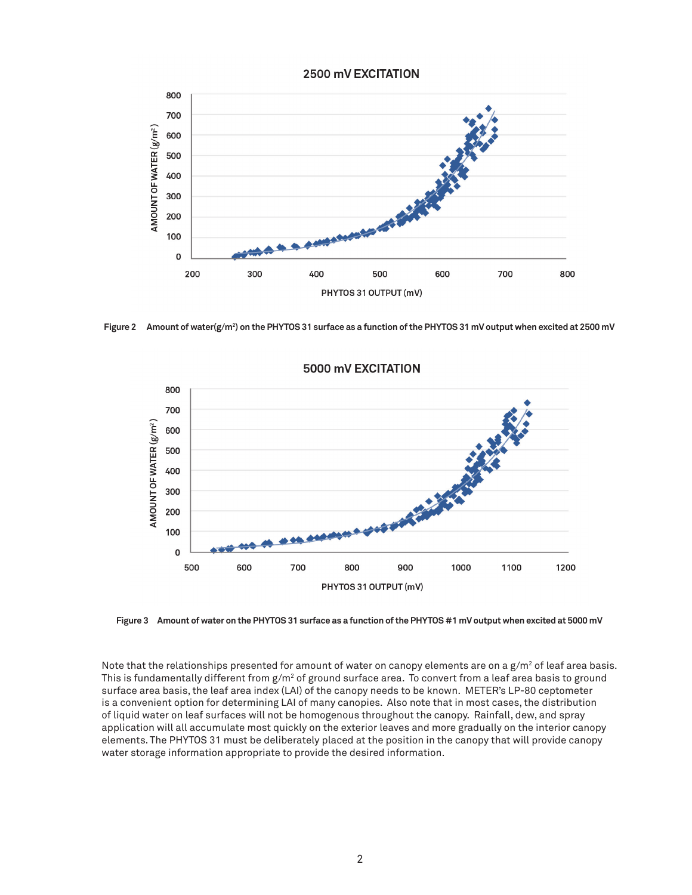2500 mV EXCITATION

AMOUNT OF WATER ($g/m^2$)

800
700
600
500
400
300
200
100
0

200 300 400 500 600 700 800

PHYTOS 31 OUTPUT (mV)

**Figure 2** Amount of water($g/m^2$) on the PHYTOS 31 surface as a function of the PHYTOS 31 mV output when excited at 2500 mV

5000 mV EXCITATION

AMOUNT OF WATER ($g/m^2$)

800
700
600
500
400
300
200
100
0

500 600 700 800 900 1000 1100 1200

PHYTOS 31 OUTPUT (mV)

**Figure 3** Amount of water on the PHYTOS 31 surface as a function of the PHYTOS #1 mV output when excited at 5000 mV

Note that the relationships presented for amount of water on canopy elements are on a $g/m^2$ of leaf area basis. This is fundamentally different from $g/m^2$ of ground surface area. To convert from a leaf area basis to ground surface area basis, the leaf area index (LAI) of the canopy needs to be known. METER's LP-80 ceptometer is a convenient option for determining LAI of many canopies. Also note that in most cases, the distribution of liquid water on leaf surfaces will not be homogenous throughout the canopy. Rainfall, dew, and spray application will all accumulate most quickly on the exterior leaves and more gradually on the interior canopy elements. The PHYTOS 31 must be deliberately placed at the position in the canopy that will provide canopy water storage information appropriate to provide the desired information.